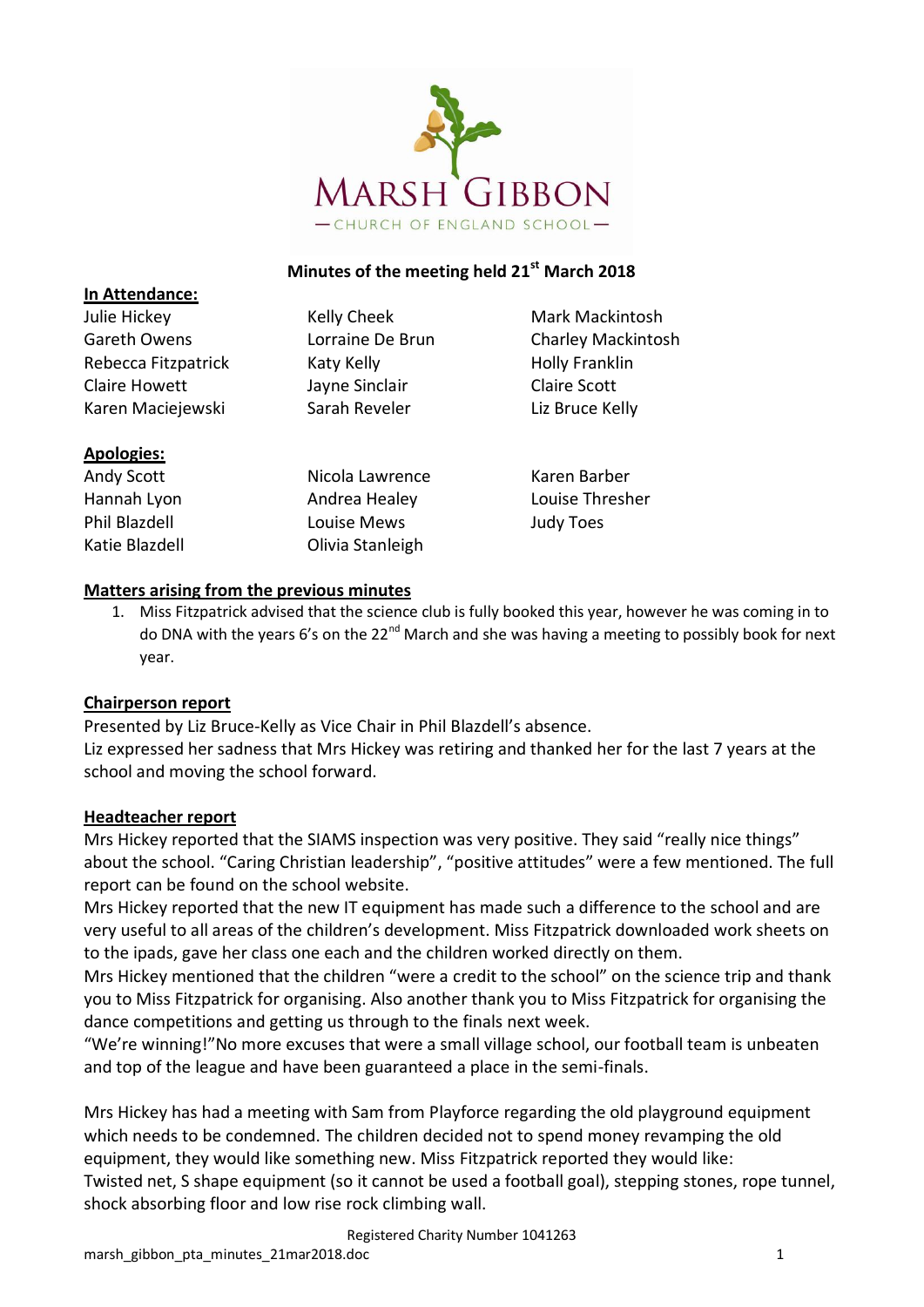MARSH GIBBON

— CHURCH OF ENGLAND SCHOOL —

## Minutes of the meeting held 21st March 2018

**In Attendance:**

Julie Hickey, Gareth Owens, Rebecca Fitzpatrick, Claire Howett, Karen Maciejewski, Kelly Cheek, Lorraine De Brun, Katy Kelly, Jayne Sinclair, Sarah Reveler, Mark Mackintosh, Charley Mackintosh, Holly Franklin, Claire Scott, Liz Bruce Kelly

**Apologies:**

Andy Scott, Hannah Lyon, Phil Blazdell, Katie Blazdell, Nicola Lawrence, Andrea Healey, Louise Mews, Olivia Stanleigh, Karen Barber, Louise Thresher, Judy Toes

**Matters arising from the previous minutes**

1. Miss Fitzpatrick advised that the science club is fully booked this year, however he was coming in to do DNA with the years 6's on the 22nd March and she was having a meeting to possibly book for next year.

**Chairperson report**

Presented by Liz Bruce-Kelly as Vice Chair in Phil Blazdell's absence.
Liz expressed her sadness that Mrs Hickey was retiring and thanked her for the last 7 years at the school and moving the school forward.

**Headteacher report**

Mrs Hickey reported that the SIAMS inspection was very positive. They said "really nice things" about the school. "Caring Christian leadership", "positive attitudes" were a few mentioned. The full report can be found on the school website.
Mrs Hickey reported that the new IT equipment has made such a difference to the school and are very useful to all areas of the children's development. Miss Fitzpatrick downloaded work sheets on to the ipads, gave her class one each and the children worked directly on them.
Mrs Hickey mentioned that the children "were a credit to the school" on the science trip and thank you to Miss Fitzpatrick for organising. Also another thank you to Miss Fitzpatrick for organising the dance competitions and getting us through to the finals next week.
"We're winning!"No more excuses that were a small village school, our football team is unbeaten and top of the league and have been guaranteed a place in the semi-finals.

Mrs Hickey has had a meeting with Sam from Playforce regarding the old playground equipment which needs to be condemned. The children decided not to spend money revamping the old equipment, they would like something new. Miss Fitzpatrick reported they would like:
Twisted net, S shape equipment (so it cannot be used a football goal), stepping stones, rope tunnel, shock absorbing floor and low rise rock climbing wall.

Registered Charity Number 1041263

marsh_gibbon_pta_minutes_21mar2018.doc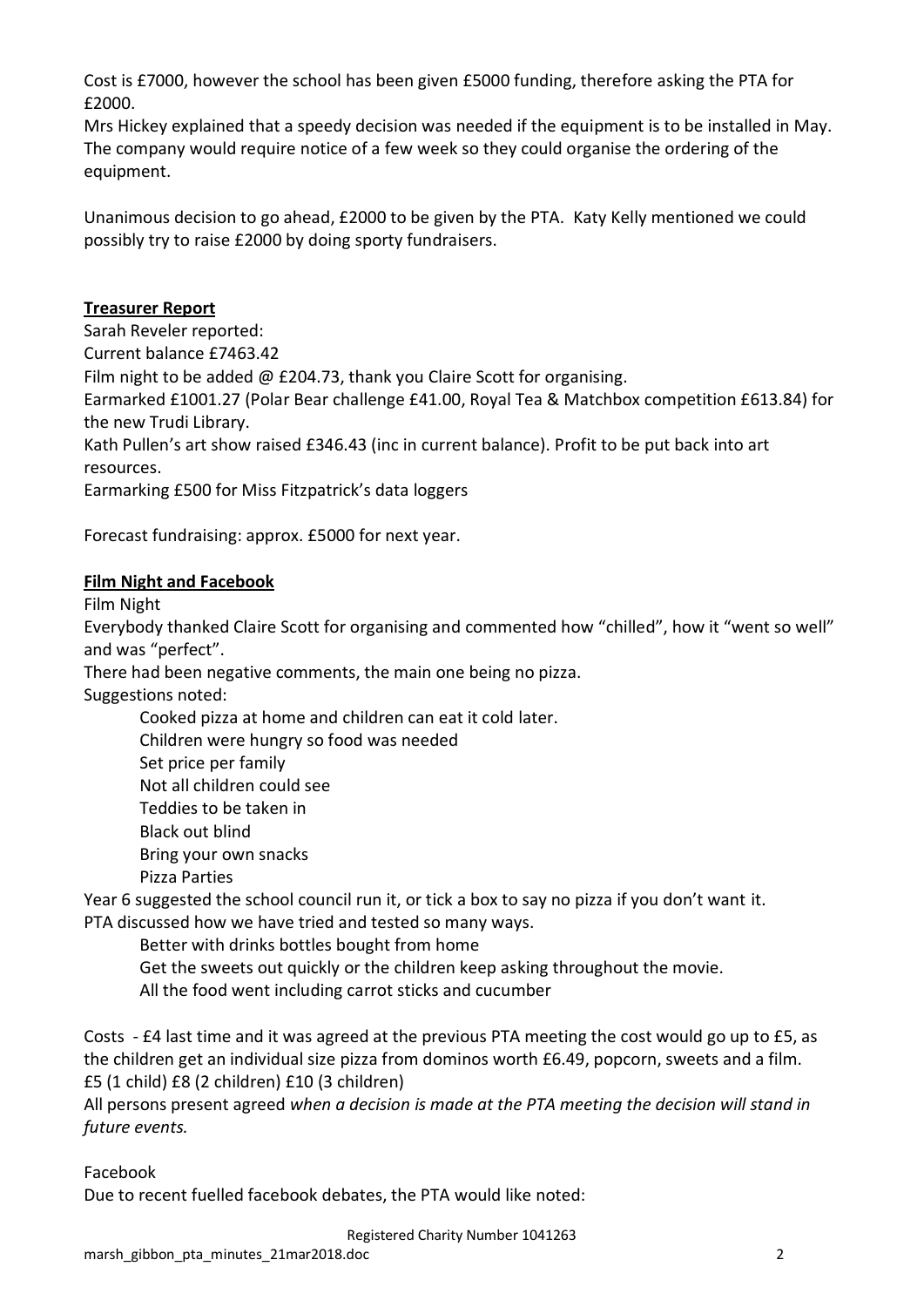Cost is £7000, however the school has been given £5000 funding, therefore asking the PTA for £2000.

Mrs Hickey explained that a speedy decision was needed if the equipment is to be installed in May. The company would require notice of a few week so they could organise the ordering of the equipment.

Unanimous decision to go ahead, £2000 to be given by the PTA. Katy Kelly mentioned we could possibly try to raise £2000 by doing sporty fundraisers.

**Treasurer Report**

Sarah Reveler reported:

Current balance £7463.42

Film night to be added @ £204.73, thank you Claire Scott for organising.

Earmarked £1001.27 (Polar Bear challenge £41.00, Royal Tea & Matchbox competition £613.84) for the new Trudi Library.

Kath Pullen's art show raised £346.43 (inc in current balance). Profit to be put back into art resources.

Earmarking £500 for Miss Fitzpatrick's data loggers

Forecast fundraising: approx. £5000 for next year.

**Film Night and Facebook**

Film Night

Everybody thanked Claire Scott for organising and commented how "chilled", how it "went so well" and was "perfect".

There had been negative comments, the main one being no pizza.

Suggestions noted:

- Cooked pizza at home and children can eat it cold later.
- Children were hungry so food was needed
- Set price per family
- Not all children could see
- Teddies to be taken in
- Black out blind
- Bring your own snacks
- Pizza Parties

Year 6 suggested the school council run it, or tick a box to say no pizza if you don't want it.

PTA discussed how we have tried and tested so many ways.

- Better with drinks bottles bought from home
- Get the sweets out quickly or the children keep asking throughout the movie.
- All the food went including carrot sticks and cucumber

Costs - £4 last time and it was agreed at the previous PTA meeting the cost would go up to £5, as the children get an individual size pizza from dominos worth £6.49, popcorn, sweets and a film.

£5 (1 child) £8 (2 children) £10 (3 children)

All persons present agreed *when a decision is made at the PTA meeting the decision will stand in future events.*

Facebook

Due to recent fuelled facebook debates, the PTA would like noted: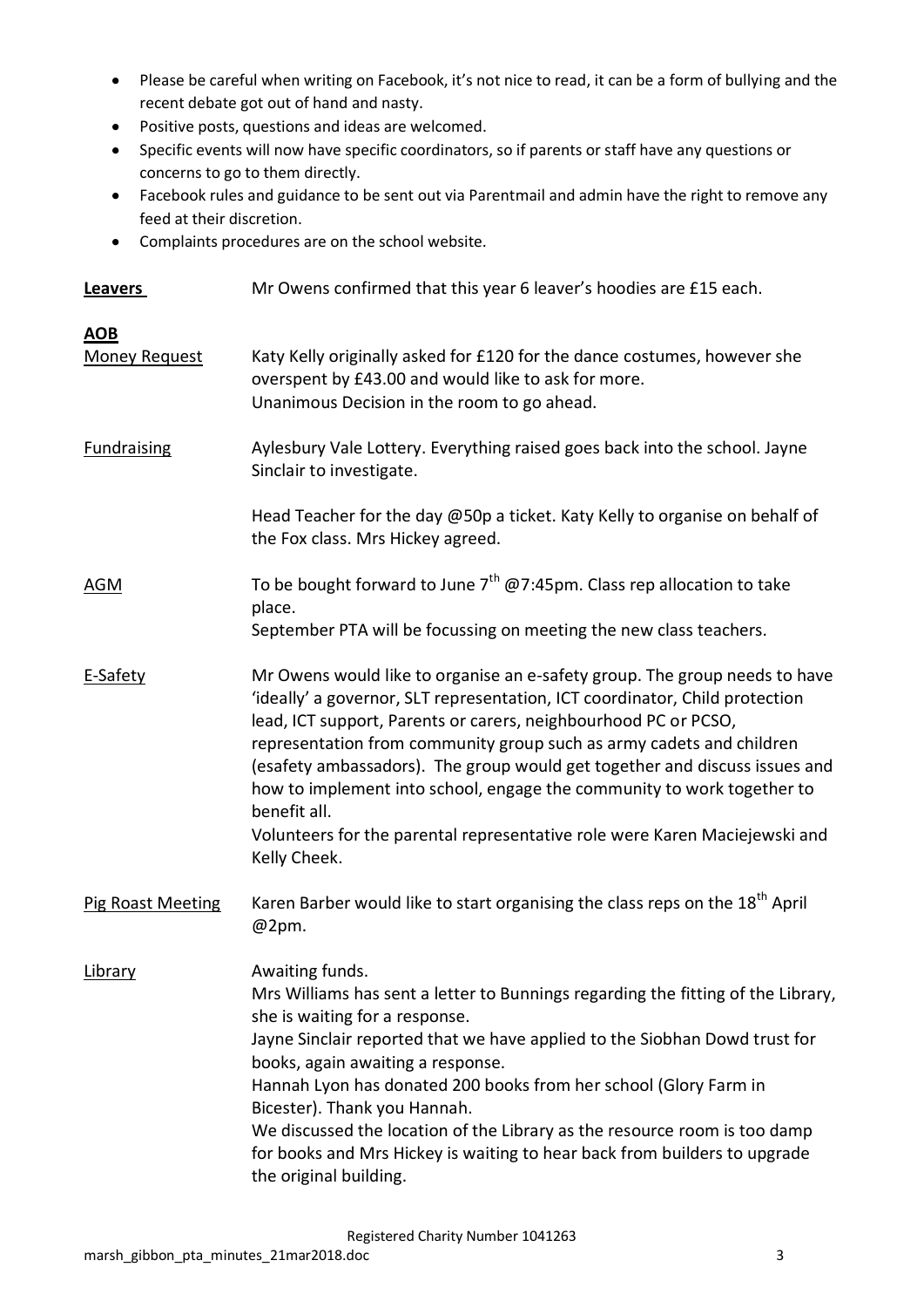- Please be careful when writing on Facebook, it's not nice to read, it can be a form of bullying and the recent debate got out of hand and nasty.
- Positive posts, questions and ideas are welcomed.
- Specific events will now have specific coordinators, so if parents or staff have any questions or concerns to go to them directly.
- Facebook rules and guidance to be sent out via Parentmail and admin have the right to remove any feed at their discretion.
- Complaints procedures are on the school website.

**Leavers** Mr Owens confirmed that this year 6 leaver's hoodies are £15 each.

**AOB**

Money Request Katy Kelly originally asked for £120 for the dance costumes, however she overspent by £43.00 and would like to ask for more.
Unanimous Decision in the room to go ahead.

Fundraising Aylesbury Vale Lottery. Everything raised goes back into the school. Jayne Sinclair to investigate.

Head Teacher for the day @50p a ticket. Katy Kelly to organise on behalf of the Fox class. Mrs Hickey agreed.

AGM To be bought forward to June 7th @7:45pm. Class rep allocation to take place.
September PTA will be focussing on meeting the new class teachers.

E-Safety Mr Owens would like to organise an e-safety group. The group needs to have 'ideally' a governor, SLT representation, ICT coordinator, Child protection lead, ICT support, Parents or carers, neighbourhood PC or PCSO, representation from community group such as army cadets and children (esafety ambassadors). The group would get together and discuss issues and how to implement into school, engage the community to work together to benefit all.
Volunteers for the parental representative role were Karen Maciejewski and Kelly Cheek.

Pig Roast Meeting Karen Barber would like to start organising the class reps on the 18th April @2pm.

Library Awaiting funds.
Mrs Williams has sent a letter to Bunnings regarding the fitting of the Library, she is waiting for a response.
Jayne Sinclair reported that we have applied to the Siobhan Dowd trust for books, again awaiting a response.
Hannah Lyon has donated 200 books from her school (Glory Farm in Bicester). Thank you Hannah.
We discussed the location of the Library as the resource room is too damp for books and Mrs Hickey is waiting to hear back from builders to upgrade the original building.

Registered Charity Number 1041263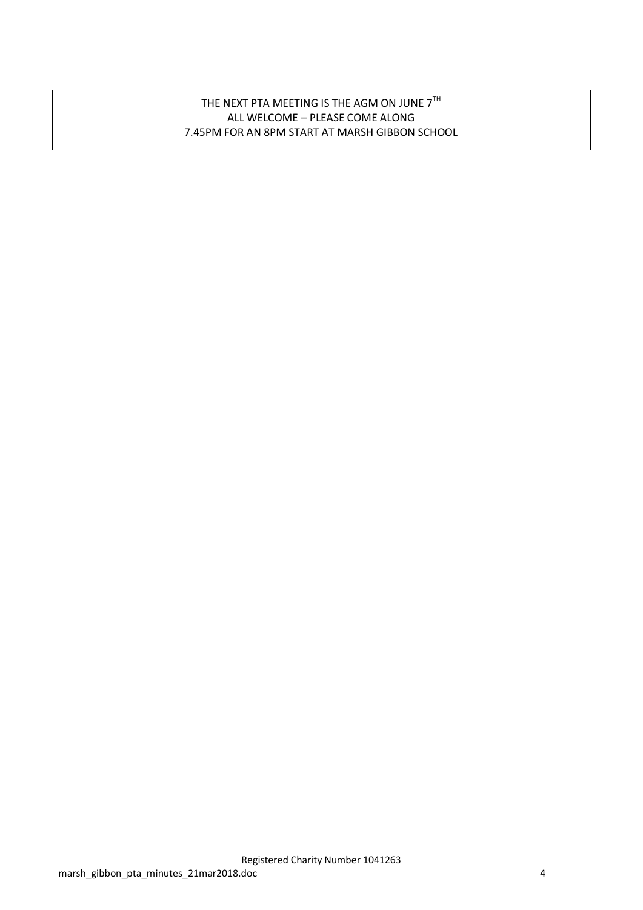THE NEXT PTA MEETING IS THE AGM ON JUNE 7TH
ALL WELCOME – PLEASE COME ALONG
7.45PM FOR AN 8PM START AT MARSH GIBBON SCHOOL